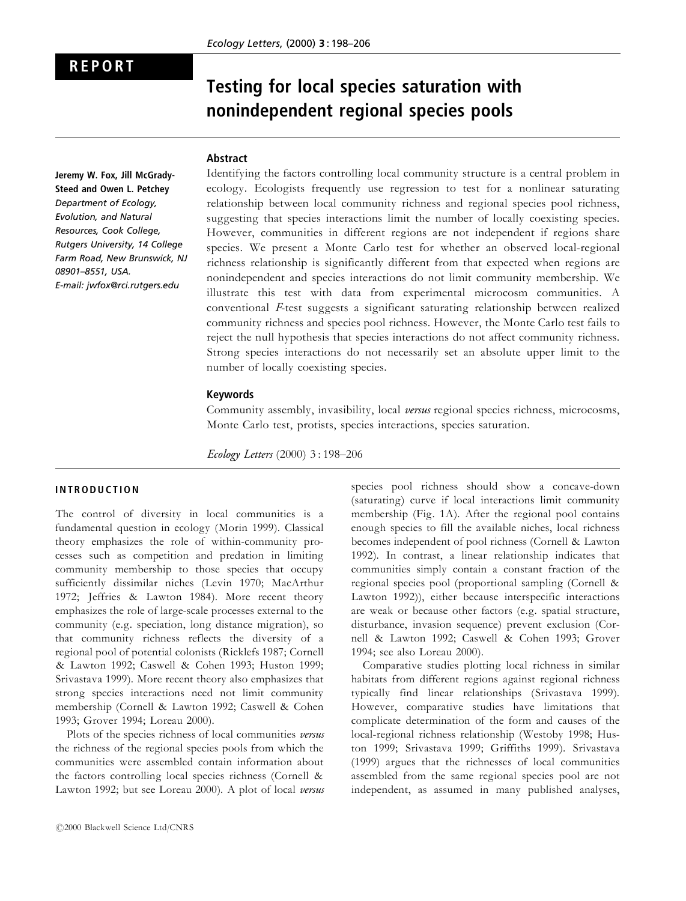REPORT

# Testing for local species saturation with nonindependent regional species pools

**Jeremy W. Fox, Jill McGrady-Steed and Owen L. Petchey**
*Department of Ecology, Evolution, and Natural Resources, Cook College, Rutgers University, 14 College Farm Road, New Brunswick, NJ 08901–8551, USA.*
*E-mail: jwfox@rci.rutgers.edu*

## Abstract

Identifying the factors controlling local community structure is a central problem in ecology. Ecologists frequently use regression to test for a nonlinear saturating relationship between local community richness and regional species pool richness, suggesting that species interactions limit the number of locally coexisting species. However, communities in different regions are not independent if regions share species. We present a Monte Carlo test for whether an observed local-regional richness relationship is significantly different from that expected when regions are nonindependent and species interactions do not limit community membership. We illustrate this test with data from experimental microcosm communities. A conventional *F*-test suggests a significant saturating relationship between realized community richness and species pool richness. However, the Monte Carlo test fails to reject the null hypothesis that species interactions do not affect community richness. Strong species interactions do not necessarily set an absolute upper limit to the number of locally coexisting species.

## Keywords

Community assembly, invasibility, local *versus* regional species richness, microcosms, Monte Carlo test, protists, species interactions, species saturation.

*Ecology Letters* (2000) 3 : 198–206

## INTRODUCTION

The control of diversity in local communities is a fundamental question in ecology (Morin 1999). Classical theory emphasizes the role of within-community processes such as competition and predation in limiting community membership to those species that occupy sufficiently dissimilar niches (Levin 1970; MacArthur 1972; Jeffries & Lawton 1984). More recent theory emphasizes the role of large-scale processes external to the community (e.g. speciation, long distance migration), so that community richness reflects the diversity of a regional pool of potential colonists (Ricklefs 1987; Cornell & Lawton 1992; Caswell & Cohen 1993; Huston 1999; Srivastava 1999). More recent theory also emphasizes that strong species interactions need not limit community membership (Cornell & Lawton 1992; Caswell & Cohen 1993; Grover 1994; Loreau 2000).

Plots of the species richness of local communities *versus* the richness of the regional species pools from which the communities were assembled contain information about the factors controlling local species richness (Cornell & Lawton 1992; but see Loreau 2000). A plot of local *versus* species pool richness should show a concave-down (saturating) curve if local interactions limit community membership (Fig. 1A). After the regional pool contains enough species to fill the available niches, local richness becomes independent of pool richness (Cornell & Lawton 1992). In contrast, a linear relationship indicates that communities simply contain a constant fraction of the regional species pool (proportional sampling (Cornell & Lawton 1992)), either because interspecific interactions are weak or because other factors (e.g. spatial structure, disturbance, invasion sequence) prevent exclusion (Cornell & Lawton 1992; Caswell & Cohen 1993; Grover 1994; see also Loreau 2000).

Comparative studies plotting local richness in similar habitats from different regions against regional richness typically find linear relationships (Srivastava 1999). However, comparative studies have limitations that complicate determination of the form and causes of the local-regional richness relationship (Westoby 1998; Huston 1999; Srivastava 1999; Griffiths 1999). Srivastava (1999) argues that the richnesses of local communities assembled from the same regional species pool are not independent, as assumed in many published analyses,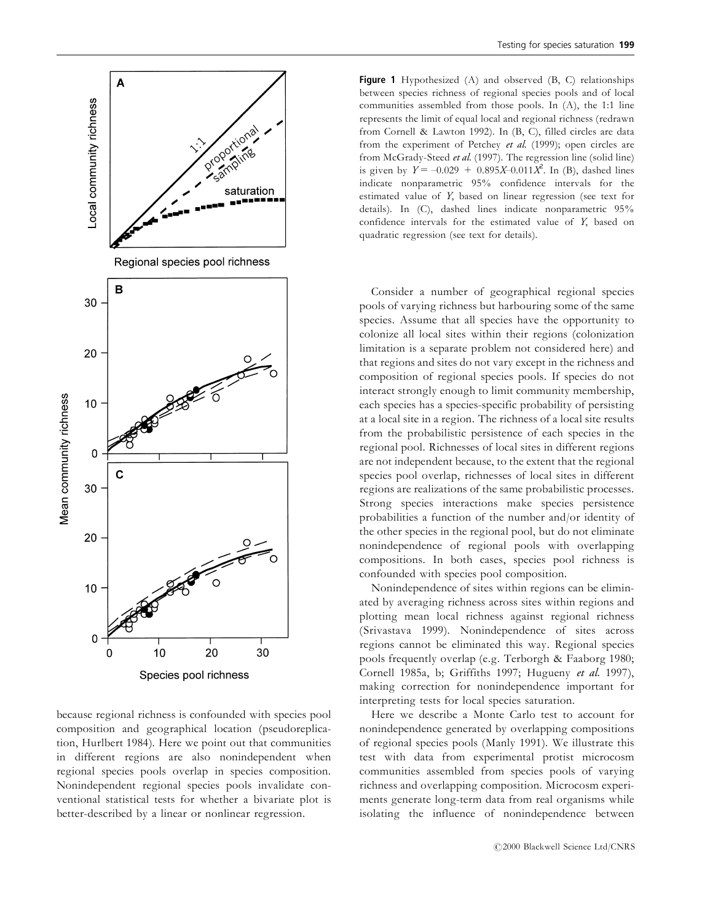because regional richness is confounded with species pool composition and geographical location (pseudoreplication, Hurlbert 1984). Here we point out that communities in different regions are also nonindependent when regional species pools overlap in species composition. Nonindependent regional species pools invalidate conventional statistical tests for whether a bivariate plot is better-described by a linear or nonlinear regression.

**Figure 1** Hypothesized (A) and observed (B, C) relationships between species richness of regional species pools and of local communities assembled from those pools. In (A), the 1:1 line represents the limit of equal local and regional richness (redrawn from Cornell & Lawton 1992). In (B, C), filled circles are data from the experiment of Petchey *et al.* (1999); open circles are from McGrady-Steed *et al.* (1997). The regression line (solid line) is given by $Y = -0.029 + 0.895X - 0.011X^2$. In (B), dashed lines indicate nonparametric 95% confidence intervals for the estimated value of $Y$, based on linear regression (see text for details). In (C), dashed lines indicate nonparametric 95% confidence intervals for the estimated value of $Y$, based on quadratic regression (see text for details).

Consider a number of geographical regional species pools of varying richness but harbouring some of the same species. Assume that all species have the opportunity to colonize all local sites within their regions (colonization limitation is a separate problem not considered here) and that regions and sites do not vary except in the richness and composition of regional species pools. If species do not interact strongly enough to limit community membership, each species has a species-specific probability of persisting at a local site in a region. The richness of a local site results from the probabilistic persistence of each species in the regional pool. Richnesses of local sites in different regions are not independent because, to the extent that the regional species pool overlap, richnesses of local sites in different regions are realizations of the same probabilistic processes. Strong species interactions make species persistence probabilities a function of the number and/or identity of the other species in the regional pool, but do not eliminate nonindependence of regional pools with overlapping compositions. In both cases, species pool richness is confounded with species pool composition.

Nonindependence of sites within regions can be eliminated by averaging richness across sites within regions and plotting mean local richness against regional richness (Srivastava 1999). Nonindependence of sites across regions cannot be eliminated this way. Regional species pools frequently overlap (e.g. Terborgh & Faaborg 1980; Cornell 1985a, b; Griffiths 1997; Hugueny *et al.* 1997), making correction for nonindependence important for interpreting tests for local species saturation.

Here we describe a Monte Carlo test to account for nonindependence generated by overlapping compositions of regional species pools (Manly 1991). We illustrate this test with data from experimental protist microcosm communities assembled from species pools of varying richness and overlapping composition. Microcosm experiments generate long-term data from real organisms while isolating the influence of nonindependence between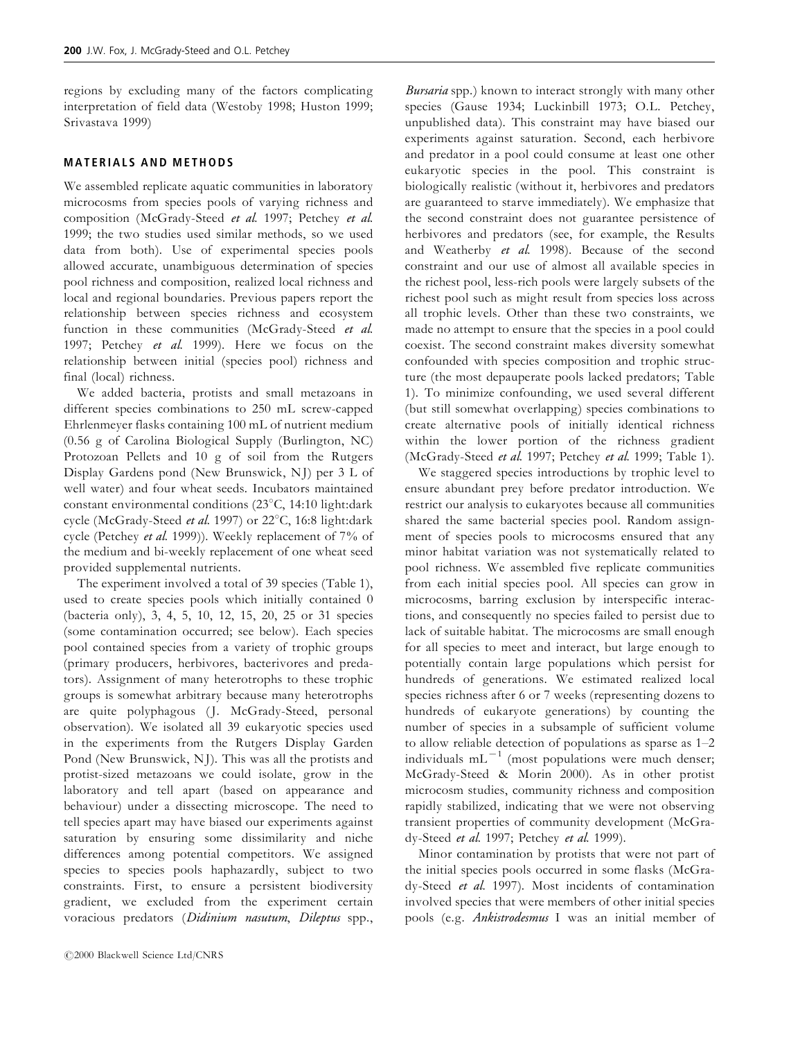regions by excluding many of the factors complicating interpretation of field data (Westoby 1998; Huston 1999; Srivastava 1999)

## MATERIALS AND METHODS

We assembled replicate aquatic communities in laboratory microcosms from species pools of varying richness and composition (McGrady-Steed *et al.* 1997; Petchey *et al.* 1999; the two studies used similar methods, so we used data from both). Use of experimental species pools allowed accurate, unambiguous determination of species pool richness and composition, realized local richness and local and regional boundaries. Previous papers report the relationship between species richness and ecosystem function in these communities (McGrady-Steed *et al.* 1997; Petchey *et al.* 1999). Here we focus on the relationship between initial (species pool) richness and final (local) richness.

We added bacteria, protists and small metazoans in different species combinations to 250 mL screw-capped Ehrlenmeyer flasks containing 100 mL of nutrient medium (0.56 g of Carolina Biological Supply (Burlington, NC) Protozoan Pellets and 10 g of soil from the Rutgers Display Gardens pond (New Brunswick, NJ) per 3 L of well water) and four wheat seeds. Incubators maintained constant environmental conditions (23°C, 14:10 light:dark cycle (McGrady-Steed *et al.* 1997) or 22°C, 16:8 light:dark cycle (Petchey *et al.* 1999)). Weekly replacement of 7% of the medium and bi-weekly replacement of one wheat seed provided supplemental nutrients.

The experiment involved a total of 39 species (Table 1), used to create species pools which initially contained 0 (bacteria only), 3, 4, 5, 10, 12, 15, 20, 25 or 31 species (some contamination occurred; see below). Each species pool contained species from a variety of trophic groups (primary producers, herbivores, bacterivores and predators). Assignment of many heterotrophs to these trophic groups is somewhat arbitrary because many heterotrophs are quite polyphagous (J. McGrady-Steed, personal observation). We isolated all 39 eukaryotic species used in the experiments from the Rutgers Display Garden Pond (New Brunswick, NJ). This was all the protists and protist-sized metazoans we could isolate, grow in the laboratory and tell apart (based on appearance and behaviour) under a dissecting microscope. The need to tell species apart may have biased our experiments against saturation by ensuring some dissimilarity and niche differences among potential competitors. We assigned species to species pools haphazardly, subject to two constraints. First, to ensure a persistent biodiversity gradient, we excluded from the experiment certain voracious predators (*Didinium nasutum*, *Dileptus* spp., *Bursaria* spp.) known to interact strongly with many other species (Gause 1934; Luckinbill 1973; O.L. Petchey, unpublished data). This constraint may have biased our experiments against saturation. Second, each herbivore and predator in a pool could consume at least one other eukaryotic species in the pool. This constraint is biologically realistic (without it, herbivores and predators are guaranteed to starve immediately). We emphasize that the second constraint does not guarantee persistence of herbivores and predators (see, for example, the Results and Weatherby *et al.* 1998). Because of the second constraint and our use of almost all available species in the richest pool, less-rich pools were largely subsets of the richest pool such as might result from species loss across all trophic levels. Other than these two constraints, we made no attempt to ensure that the species in a pool could coexist. The second constraint makes diversity somewhat confounded with species composition and trophic structure (the most depauperate pools lacked predators; Table 1). To minimize confounding, we used several different (but still somewhat overlapping) species combinations to create alternative pools of initially identical richness within the lower portion of the richness gradient (McGrady-Steed *et al.* 1997; Petchey *et al.* 1999; Table 1).

We staggered species introductions by trophic level to ensure abundant prey before predator introduction. We restrict our analysis to eukaryotes because all communities shared the same bacterial species pool. Random assignment of species pools to microcosms ensured that any minor habitat variation was not systematically related to pool richness. We assembled five replicate communities from each initial species pool. All species can grow in microcosms, barring exclusion by interspecific interactions, and consequently no species failed to persist due to lack of suitable habitat. The microcosms are small enough for all species to meet and interact, but large enough to potentially contain large populations which persist for hundreds of generations. We estimated realized local species richness after 6 or 7 weeks (representing dozens to hundreds of eukaryote generations) by counting the number of species in a subsample of sufficient volume to allow reliable detection of populations as sparse as 1–2 individuals $mL^{-1}$ (most populations were much denser; McGrady-Steed & Morin 2000). As in other protist microcosm studies, community richness and composition rapidly stabilized, indicating that we were not observing transient properties of community development (McGrady-Steed *et al.* 1997; Petchey *et al.* 1999).

Minor contamination by protists that were not part of the initial species pools occurred in some flasks (McGrady-Steed *et al.* 1997). Most incidents of contamination involved species that were members of other initial species pools (e.g. *Ankistrodesmus* I was an initial member of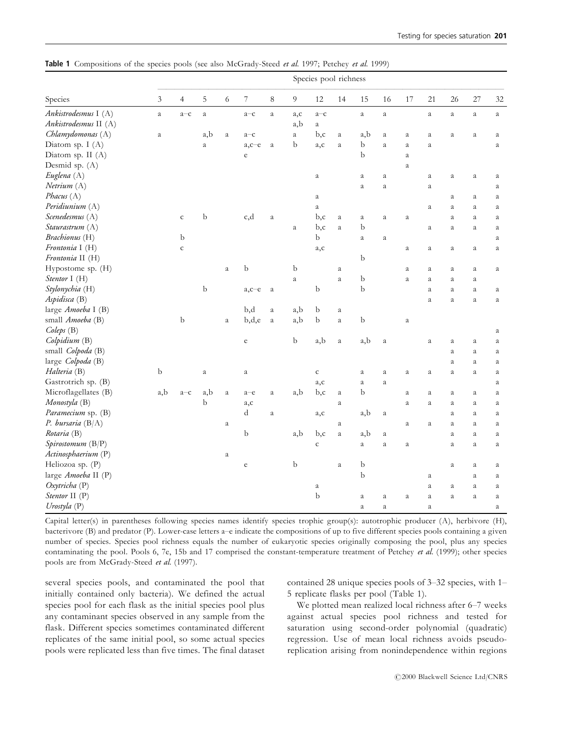**Table 1** Compositions of the species pools (see also McGrady-Steed *et al.* 1997; Petchey *et al.* 1999)

| Species | Species pool richness | | | | | | | | | | | | | | | |
|---|---|---|---|---|---|---|---|---|---|---|---|---|---|---|---|---|
| | 3 | 4 | 5 | 6 | 7 | 8 | 9 | 12 | 14 | 15 | 16 | 17 | 21 | 26 | 27 | 32 |
| *Ankistrodesmus* I (A) | a | a–c | a | | a–c | a | a,c | a–c | | a | a | | a | a | a | a |
| *Ankistrodesmus* II (A) | | | | | | | a,b | a | | | | | | | | |
| *Chlamydomonas* (A) | a | | a,b | a | a–c | | a | b,c | a | a,b | a | a | a | a | a | a |
| Diatom sp. I (A) | | | a | | a,c–e | a | b | a,c | a | b | a | a | a | | | a |
| Diatom sp. II (A) | | | | | e | | | | | b | | a | | | | |
| Desmid sp. (A) | | | | | | | | | | | | a | | | | |
| *Euglena* (A) | | | | | | | | a | | a | a | | a | a | a | a |
| *Netrium* (A) | | | | | | | | | | a | a | | a | | | a |
| *Phacus* (A) | | | | | | | | a | | | | | | a | a | a |
| *Peridiunium* (A) | | | | | | | | a | | | | | a | a | a | a |
| *Scenedesmus* (A) | | c | b | | c,d | a | | b,c | a | a | a | a | | a | a | a |
| *Staurastrum* (A) | | | | | | | a | b,c | a | b | | | a | a | a | a |
| *Brachionus* (H) | | b | | | | | | b | | a | a | | | | | a |
| *Frontonia* I (H) | | c | | | | | | a,c | | | | a | a | a | a | a |
| *Frontonia* II (H) | | | | | | | | | | b | | | | | | |
| Hypostome sp. (H) | | | | a | b | | b | | a | | | a | a | a | a | a |
| *Stentor* I (H) | | | | | | | a | | a | b | | a | a | a | a | |
| *Stylonychia* (H) | | | b | | a,c–e | a | | b | | b | | | a | a | a | a |
| *Aspidisca* (B) | | | | | | | | | | | | | a | a | a | a |
| large *Amoeba* I (B) | | | | | b,d | a | a,b | b | a | | | | | | | |
| small *Amoeba* (B) | | b | | a | b,d,e | a | a,b | b | a | b | | a | | | | |
| *Coleps* (B) | | | | | | | | | | | | | | | | a |
| *Colpidium* (B) | | | | | e | | b | a,b | a | a,b | a | | a | a | a | a |
| small *Colpoda* (B) | | | | | | | | | | | | | | a | a | a |
| large *Colpoda* (B) | | | | | | | | | | | | | | a | a | a |
| *Halteria* (B) | b | | a | | a | | | c | | a | a | a | a | a | a | a |
| Gastrotrich sp. (B) | | | | | | | | a,c | | a | a | | | | | a |
| Microflagellates (B) | a,b | a–c | a,b | a | a–e | a | a,b | b,c | a | b | | a | a | a | a | a |
| *Monostyla* (B) | | | b | | a,c | | | | a | | | a | a | a | a | a |
| *Paramecium* sp. (B) | | | | | d | a | | a,c | | a,b | a | | | a | a | a |
| *P. bursaria* (B/A) | | | | a | | | | | a | | | a | a | a | a | a |
| *Rotaria* (B) | | | | | b | | a,b | b,c | a | a,b | a | | | a | a | a |
| *Spirostomum* (B/P) | | | | | | | | c | | a | a | a | | a | a | a |
| *Actinosphaerium* (P) | | | | a | | | | | | | | | | | | |
| Heliozoa sp. (P) | | | | | e | | b | | a | b | | | | a | a | a |
| large *Amoeba* II (P) | | | | | | | | | | b | | | a | | a | a |
| *Oxytricha* (P) | | | | | | | | a | | | | | a | a | a | a |
| *Stentor* II (P) | | | | | | | | b | | a | a | a | a | a | a | a |
| *Urostyla* (P) | | | | | | | | | | a | a | | a | | | a |

Capital letter(s) in parentheses following species names identify species trophic group(s): autotrophic producer (A), herbivore (H), bacterivore (B) and predator (P). Lower-case letters a–e indicate the compositions of up to five different species pools containing a given number of species. Species pool richness equals the number of eukaryotic species originally composing the pool, plus any species contaminating the pool. Pools 6, 7e, 15b and 17 comprised the constant-temperature treatment of Petchey *et al.* (1999); other species pools are from McGrady-Steed *et al.* (1997).

several species pools, and contaminated the pool that initially contained only bacteria). We defined the actual species pool for each flask as the initial species pool plus any contaminant species observed in any sample from the flask. Different species sometimes contaminated different replicates of the same initial pool, so some actual species pools were replicated less than five times. The final dataset contained 28 unique species pools of 3–32 species, with 1–5 replicate flasks per pool (Table 1).

We plotted mean realized local richness after 6–7 weeks against actual species pool richness and tested for saturation using second-order polynomial (quadratic) regression. Use of mean local richness avoids pseudo-replication arising from nonindependence within regions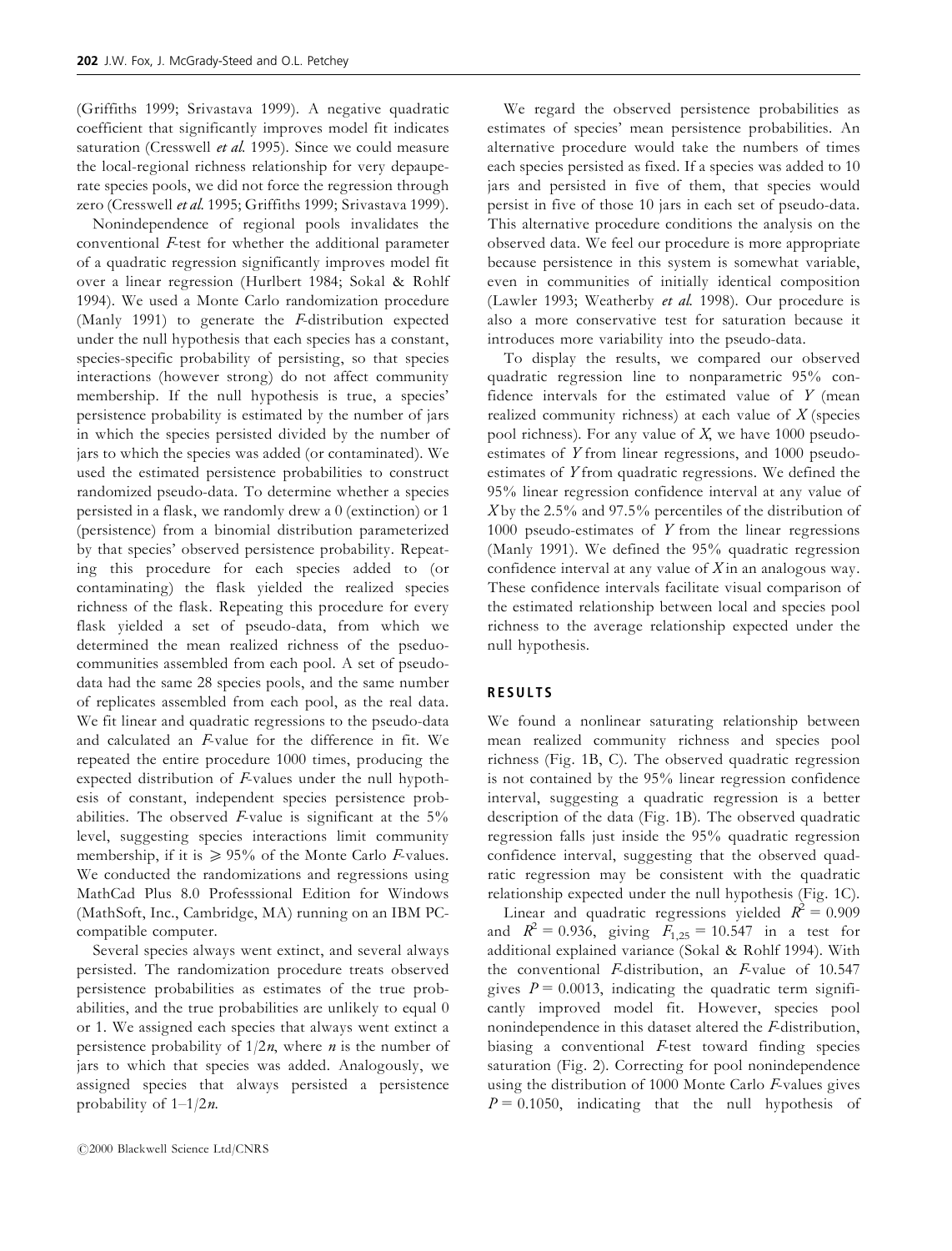(Griffiths 1999; Srivastava 1999). A negative quadratic coefficient that significantly improves model fit indicates saturation (Cresswell *et al.* 1995). Since we could measure the local-regional richness relationship for very depauperate species pools, we did not force the regression through zero (Cresswell *et al.* 1995; Griffiths 1999; Srivastava 1999).

Nonindependence of regional pools invalidates the conventional *F*-test for whether the additional parameter of a quadratic regression significantly improves model fit over a linear regression (Hurlbert 1984; Sokal & Rohlf 1994). We used a Monte Carlo randomization procedure (Manly 1991) to generate the *F*-distribution expected under the null hypothesis that each species has a constant, species-specific probability of persisting, so that species interactions (however strong) do not affect community membership. If the null hypothesis is true, a species' persistence probability is estimated by the number of jars in which the species persisted divided by the number of jars to which the species was added (or contaminated). We used the estimated persistence probabilities to construct randomized pseudo-data. To determine whether a species persisted in a flask, we randomly drew a 0 (extinction) or 1 (persistence) from a binomial distribution parameterized by that species' observed persistence probability. Repeating this procedure for each species added to (or contaminating) the flask yielded the realized species richness of the flask. Repeating this procedure for every flask yielded a set of pseudo-data, from which we determined the mean realized richness of the pseduo-communities assembled from each pool. A set of pseudo-data had the same 28 species pools, and the same number of replicates assembled from each pool, as the real data. We fit linear and quadratic regressions to the pseudo-data and calculated an *F*-value for the difference in fit. We repeated the entire procedure 1000 times, producing the expected distribution of *F*-values under the null hypothesis of constant, independent species persistence probabilities. The observed *F*-value is significant at the 5% level, suggesting species interactions limit community membership, if it is $\geqslant$ 95% of the Monte Carlo *F*-values. We conducted the randomizations and regressions using MathCad Plus 8.0 Professsional Edition for Windows (MathSoft, Inc., Cambridge, MA) running on an IBM PC-compatible computer.

Several species always went extinct, and several always persisted. The randomization procedure treats observed persistence probabilities as estimates of the true probabilities, and the true probabilities are unlikely to equal 0 or 1. We assigned each species that always went extinct a persistence probability of $1/2n$, where $n$ is the number of jars to which that species was added. Analogously, we assigned species that always persisted a persistence probability of $1–1/2n$.

We regard the observed persistence probabilities as estimates of species' mean persistence probabilities. An alternative procedure would take the numbers of times each species persisted as fixed. If a species was added to 10 jars and persisted in five of them, that species would persist in five of those 10 jars in each set of pseudo-data. This alternative procedure conditions the analysis on the observed data. We feel our procedure is more appropriate because persistence in this system is somewhat variable, even in communities of initially identical composition (Lawler 1993; Weatherby *et al.* 1998). Our procedure is also a more conservative test for saturation because it introduces more variability into the pseudo-data.

To display the results, we compared our observed quadratic regression line to nonparametric 95% confidence intervals for the estimated value of $Y$ (mean realized community richness) at each value of $X$ (species pool richness). For any value of $X$, we have 1000 pseudo-estimates of $Y$ from linear regressions, and 1000 pseudo-estimates of $Y$ from quadratic regressions. We defined the 95% linear regression confidence interval at any value of $X$ by the 2.5% and 97.5% percentiles of the distribution of 1000 pseudo-estimates of $Y$ from the linear regressions (Manly 1991). We defined the 95% quadratic regression confidence interval at any value of $X$ in an analogous way. These confidence intervals facilitate visual comparison of the estimated relationship between local and species pool richness to the average relationship expected under the null hypothesis.

## RESULTS

We found a nonlinear saturating relationship between mean realized community richness and species pool richness (Fig. 1B, C). The observed quadratic regression is not contained by the 95% linear regression confidence interval, suggesting a quadratic regression is a better description of the data (Fig. 1B). The observed quadratic regression falls just inside the 95% quadratic regression confidence interval, suggesting that the observed quadratic regression may be consistent with the quadratic relationship expected under the null hypothesis (Fig. 1C).

Linear and quadratic regressions yielded $R^2 = 0.909$ and $R^2 = 0.936$, giving $F_{1,25} = 10.547$ in a test for additional explained variance (Sokal & Rohlf 1994). With the conventional *F*-distribution, an *F*-value of 10.547 gives $P = 0.0013$, indicating the quadratic term significantly improved model fit. However, species pool nonindependence in this dataset altered the *F*-distribution, biasing a conventional *F*-test toward finding species saturation (Fig. 2). Correcting for pool nonindependence using the distribution of 1000 Monte Carlo *F*-values gives $P = 0.1050$, indicating that the null hypothesis of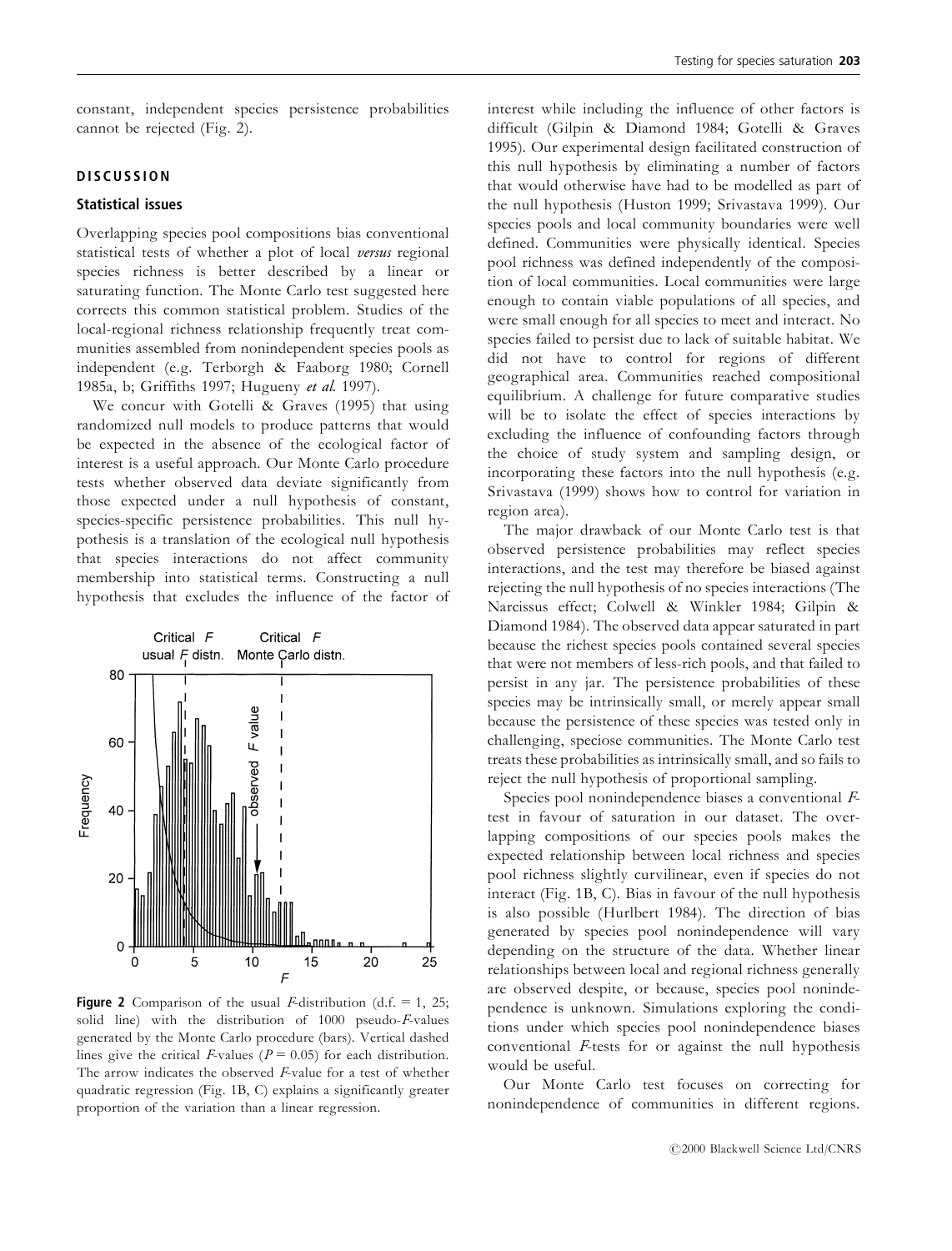constant, independent species persistence probabilities cannot be rejected (Fig. 2).

## DISCUSSION

### Statistical issues

Overlapping species pool compositions bias conventional statistical tests of whether a plot of local *versus* regional species richness is better described by a linear or saturating function. The Monte Carlo test suggested here corrects this common statistical problem. Studies of the local-regional richness relationship frequently treat communities assembled from nonindependent species pools as independent (e.g. Terborgh & Faaborg 1980; Cornell 1985a, b; Griffiths 1997; Hugueny *et al.* 1997).

We concur with Gotelli & Graves (1995) that using randomized null models to produce patterns that would be expected in the absence of the ecological factor of interest is a useful approach. Our Monte Carlo procedure tests whether observed data deviate significantly from those expected under a null hypothesis of constant, species-specific persistence probabilities. This null hypothesis is a translation of the ecological null hypothesis that species interactions do not affect community membership into statistical terms. Constructing a null hypothesis that excludes the influence of the factor of interest while including the influence of other factors is difficult (Gilpin & Diamond 1984; Gotelli & Graves 1995). Our experimental design facilitated construction of this null hypothesis by eliminating a number of factors that would otherwise have had to be modelled as part of the null hypothesis (Huston 1999; Srivastava 1999). Our species pools and local community boundaries were well defined. Communities were physically identical. Species pool richness was defined independently of the composition of local communities. Local communities were large enough to contain viable populations of all species, and were small enough for all species to meet and interact. No species failed to persist due to lack of suitable habitat. We did not have to control for regions of different geographical area. Communities reached compositional equilibrium. A challenge for future comparative studies will be to isolate the effect of species interactions by excluding the influence of confounding factors through the choice of study system and sampling design, or incorporating these factors into the null hypothesis (e.g. Srivastava (1999) shows how to control for variation in region area).

**Figure 2** Comparison of the usual $F$-distribution (d.f. = 1, 25; solid line) with the distribution of 1000 pseudo-$F$-values generated by the Monte Carlo procedure (bars). Vertical dashed lines give the critical $F$-values ($P = 0.05$) for each distribution. The arrow indicates the observed $F$-value for a test of whether quadratic regression (Fig. 1B, C) explains a significantly greater proportion of the variation than a linear regression.

The major drawback of our Monte Carlo test is that observed persistence probabilities may reflect species interactions, and the test may therefore be biased against rejecting the null hypothesis of no species interactions (The Narcissus effect; Colwell & Winkler 1984; Gilpin & Diamond 1984). The observed data appear saturated in part because the richest species pools contained several species that were not members of less-rich pools, and that failed to persist in any jar. The persistence probabilities of these species may be intrinsically small, or merely appear small because the persistence of these species was tested only in challenging, speciose communities. The Monte Carlo test treats these probabilities as intrinsically small, and so fails to reject the null hypothesis of proportional sampling.

Species pool nonindependence biases a conventional $F$-test in favour of saturation in our dataset. The overlapping compositions of our species pools makes the expected relationship between local richness and species pool richness slightly curvilinear, even if species do not interact (Fig. 1B, C). Bias in favour of the null hypothesis is also possible (Hurlbert 1984). The direction of bias generated by species pool nonindependence will vary depending on the structure of the data. Whether linear relationships between local and regional richness generally are observed despite, or because, species pool nonindependence is unknown. Simulations exploring the conditions under which species pool nonindependence biases conventional $F$-tests for or against the null hypothesis would be useful.

Our Monte Carlo test focuses on correcting for nonindependence of communities in different regions.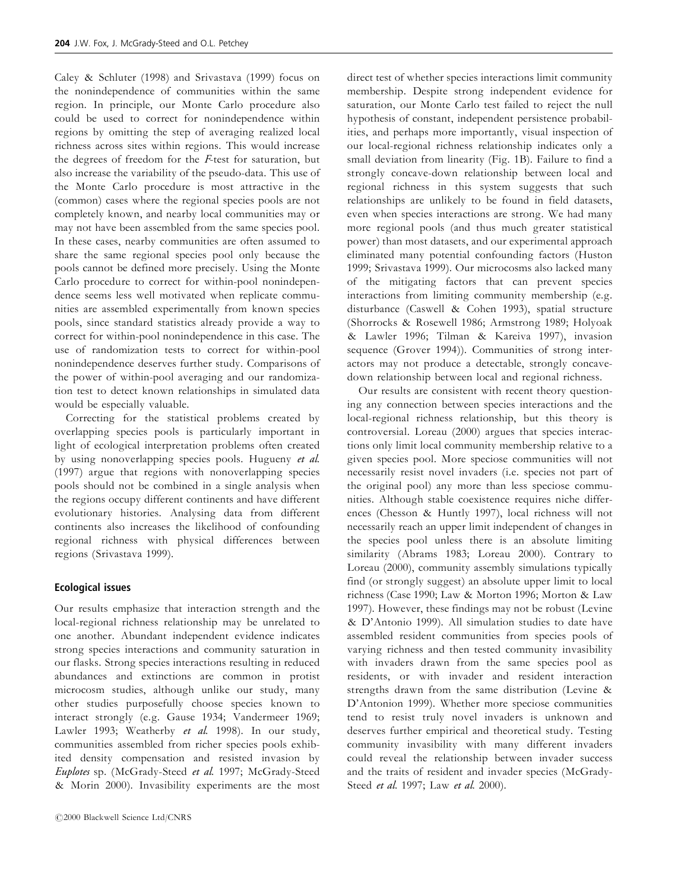Caley & Schluter (1998) and Srivastava (1999) focus on the nonindependence of communities within the same region. In principle, our Monte Carlo procedure also could be used to correct for nonindependence within regions by omitting the step of averaging realized local richness across sites within regions. This would increase the degrees of freedom for the *F*-test for saturation, but also increase the variability of the pseudo-data. This use of the Monte Carlo procedure is most attractive in the (common) cases where the regional species pools are not completely known, and nearby local communities may or may not have been assembled from the same species pool. In these cases, nearby communities are often assumed to share the same regional species pool only because the pools cannot be defined more precisely. Using the Monte Carlo procedure to correct for within-pool nonindependence seems less well motivated when replicate communities are assembled experimentally from known species pools, since standard statistics already provide a way to correct for within-pool nonindependence in this case. The use of randomization tests to correct for within-pool nonindependence deserves further study. Comparisons of the power of within-pool averaging and our randomization test to detect known relationships in simulated data would be especially valuable.

Correcting for the statistical problems created by overlapping species pools is particularly important in light of ecological interpretation problems often created by using nonoverlapping species pools. Hugueny *et al.* (1997) argue that regions with nonoverlapping species pools should not be combined in a single analysis when the regions occupy different continents and have different evolutionary histories. Analysing data from different continents also increases the likelihood of confounding regional richness with physical differences between regions (Srivastava 1999).

## Ecological issues

Our results emphasize that interaction strength and the local-regional richness relationship may be unrelated to one another. Abundant independent evidence indicates strong species interactions and community saturation in our flasks. Strong species interactions resulting in reduced abundances and extinctions are common in protist microcosm studies, although unlike our study, many other studies purposefully choose species known to interact strongly (e.g. Gause 1934; Vandermeer 1969; Lawler 1993; Weatherby *et al.* 1998). In our study, communities assembled from richer species pools exhibited density compensation and resisted invasion by *Euplotes* sp. (McGrady-Steed *et al.* 1997; McGrady-Steed & Morin 2000). Invasibility experiments are the most direct test of whether species interactions limit community membership. Despite strong independent evidence for saturation, our Monte Carlo test failed to reject the null hypothesis of constant, independent persistence probabilities, and perhaps more importantly, visual inspection of our local-regional richness relationship indicates only a small deviation from linearity (Fig. 1B). Failure to find a strongly concave-down relationship between local and regional richness in this system suggests that such relationships are unlikely to be found in field datasets, even when species interactions are strong. We had many more regional pools (and thus much greater statistical power) than most datasets, and our experimental approach eliminated many potential confounding factors (Huston 1999; Srivastava 1999). Our microcosms also lacked many of the mitigating factors that can prevent species interactions from limiting community membership (e.g. disturbance (Caswell & Cohen 1993), spatial structure (Shorrocks & Rosewell 1986; Armstrong 1989; Holyoak & Lawler 1996; Tilman & Kareiva 1997), invasion sequence (Grover 1994)). Communities of strong interactors may not produce a detectable, strongly concave-down relationship between local and regional richness.

Our results are consistent with recent theory questioning any connection between species interactions and the local-regional richness relationship, but this theory is controversial. Loreau (2000) argues that species interactions only limit local community membership relative to a given species pool. More speciose communities will not necessarily resist novel invaders (i.e. species not part of the original pool) any more than less speciose communities. Although stable coexistence requires niche differences (Chesson & Huntly 1997), local richness will not necessarily reach an upper limit independent of changes in the species pool unless there is an absolute limiting similarity (Abrams 1983; Loreau 2000). Contrary to Loreau (2000), community assembly simulations typically find (or strongly suggest) an absolute upper limit to local richness (Case 1990; Law & Morton 1996; Morton & Law 1997). However, these findings may not be robust (Levine & D'Antonio 1999). All simulation studies to date have assembled resident communities from species pools of varying richness and then tested community invasibility with invaders drawn from the same species pool as residents, or with invader and resident interaction strengths drawn from the same distribution (Levine & D'Antonion 1999). Whether more speciose communities tend to resist truly novel invaders is unknown and deserves further empirical and theoretical study. Testing community invasibility with many different invaders could reveal the relationship between invader success and the traits of resident and invader species (McGrady-Steed *et al.* 1997; Law *et al.* 2000).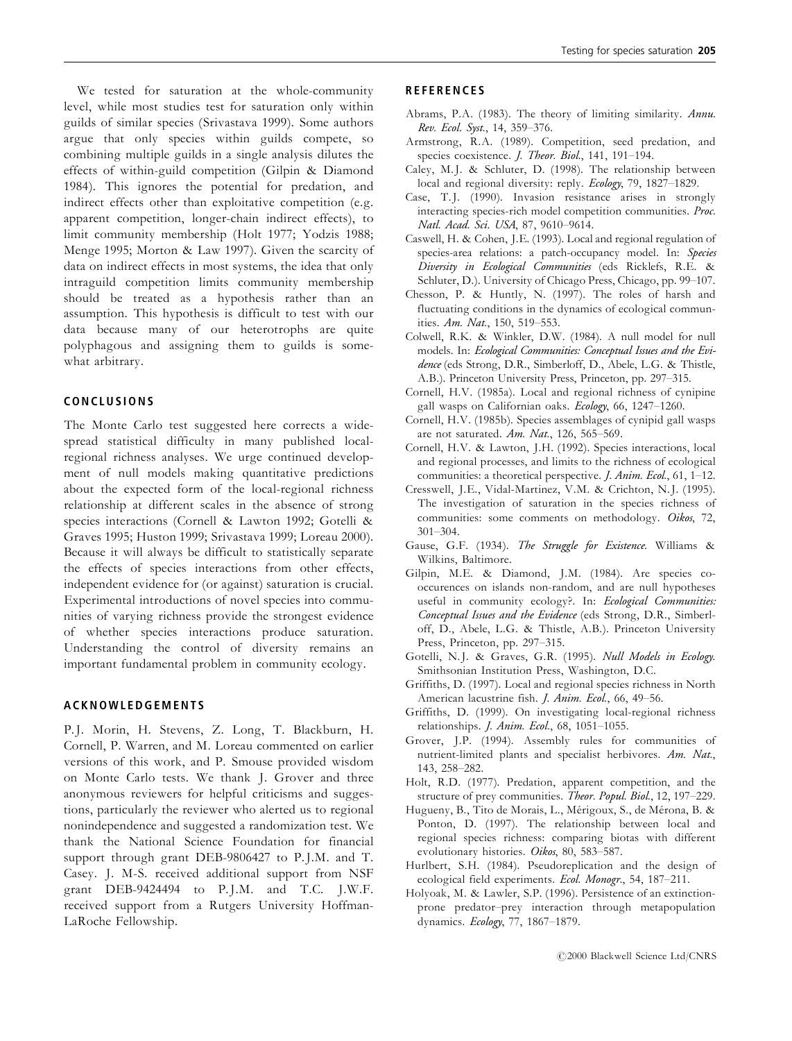We tested for saturation at the whole-community level, while most studies test for saturation only within guilds of similar species (Srivastava 1999). Some authors argue that only species within guilds compete, so combining multiple guilds in a single analysis dilutes the effects of within-guild competition (Gilpin & Diamond 1984). This ignores the potential for predation, and indirect effects other than exploitative competition (e.g. apparent competition, longer-chain indirect effects), to limit community membership (Holt 1977; Yodzis 1988; Menge 1995; Morton & Law 1997). Given the scarcity of data on indirect effects in most systems, the idea that only intraguild competition limits community membership should be treated as a hypothesis rather than an assumption. This hypothesis is difficult to test with our data because many of our heterotrophs are quite polyphagous and assigning them to guilds is somewhat arbitrary.

## CONCLUSIONS

The Monte Carlo test suggested here corrects a widespread statistical difficulty in many published local-regional richness analyses. We urge continued development of null models making quantitative predictions about the expected form of the local-regional richness relationship at different scales in the absence of strong species interactions (Cornell & Lawton 1992; Gotelli & Graves 1995; Huston 1999; Srivastava 1999; Loreau 2000). Because it will always be difficult to statistically separate the effects of species interactions from other effects, independent evidence for (or against) saturation is crucial. Experimental introductions of novel species into communities of varying richness provide the strongest evidence of whether species interactions produce saturation. Understanding the control of diversity remains an important fundamental problem in community ecology.

## ACKNOWLEDGEMENTS

P.J. Morin, H. Stevens, Z. Long, T. Blackburn, H. Cornell, P. Warren, and M. Loreau commented on earlier versions of this work, and P. Smouse provided wisdom on Monte Carlo tests. We thank J. Grover and three anonymous reviewers for helpful criticisms and suggestions, particularly the reviewer who alerted us to regional nonindependence and suggested a randomization test. We thank the National Science Foundation for financial support through grant DEB-9806427 to P.J.M. and T. Casey. J. M-S. received additional support from NSF grant DEB-9424494 to P.J.M. and T.C. J.W.F. received support from a Rutgers University Hoffman-LaRoche Fellowship.

## REFERENCES

Abrams, P.A. (1983). The theory of limiting similarity. *Annu. Rev. Ecol. Syst.*, 14, 359–376.

Armstrong, R.A. (1989). Competition, seed predation, and species coexistence. *J. Theor. Biol.*, 141, 191–194.

Caley, M.J. & Schluter, D. (1998). The relationship between local and regional diversity: reply. *Ecology*, 79, 1827–1829.

Case, T.J. (1990). Invasion resistance arises in strongly interacting species-rich model competition communities. *Proc. Natl. Acad. Sci. USA*, 87, 9610–9614.

Caswell, H. & Cohen, J.E. (1993). Local and regional regulation of species-area relations: a patch-occupancy model. In: *Species Diversity in Ecological Communities* (eds Ricklefs, R.E. & Schluter, D.). University of Chicago Press, Chicago, pp. 99–107.

Chesson, P. & Huntly, N. (1997). The roles of harsh and fluctuating conditions in the dynamics of ecological communities. *Am. Nat.*, 150, 519–553.

Colwell, R.K. & Winkler, D.W. (1984). A null model for null models. In: *Ecological Communities: Conceptual Issues and the Evidence* (eds Strong, D.R., Simberloff, D., Abele, L.G. & Thistle, A.B.). Princeton University Press, Princeton, pp. 297–315.

Cornell, H.V. (1985a). Local and regional richness of cynipine gall wasps on Californian oaks. *Ecology*, 66, 1247–1260.

Cornell, H.V. (1985b). Species assemblages of cynipid gall wasps are not saturated. *Am. Nat.*, 126, 565–569.

Cornell, H.V. & Lawton, J.H. (1992). Species interactions, local and regional processes, and limits to the richness of ecological communities: a theoretical perspective. *J. Anim. Ecol.*, 61, 1–12.

Cresswell, J.E., Vidal-Martinez, V.M. & Crichton, N.J. (1995). The investigation of saturation in the species richness of communities: some comments on methodology. *Oikos*, 72, 301–304.

Gause, G.F. (1934). *The Struggle for Existence.* Williams & Wilkins, Baltimore.

Gilpin, M.E. & Diamond, J.M. (1984). Are species co-occurences on islands non-random, and are null hypotheses useful in community ecology?. In: *Ecological Communities: Conceptual Issues and the Evidence* (eds Strong, D.R., Simberloff, D., Abele, L.G. & Thistle, A.B.). Princeton University Press, Princeton, pp. 297–315.

Gotelli, N.J. & Graves, G.R. (1995). *Null Models in Ecology.* Smithsonian Institution Press, Washington, D.C.

Griffiths, D. (1997). Local and regional species richness in North American lacustrine fish. *J. Anim. Ecol.*, 66, 49–56.

Griffiths, D. (1999). On investigating local-regional richness relationships. *J. Anim. Ecol.*, 68, 1051–1055.

Grover, J.P. (1994). Assembly rules for communities of nutrient-limited plants and specialist herbivores. *Am. Nat.*, 143, 258–282.

Holt, R.D. (1977). Predation, apparent competition, and the structure of prey communities. *Theor. Popul. Biol.*, 12, 197–229.

Hugueny, B., Tito de Morais, L., Mérigoux, S., de Mérona, B. & Ponton, D. (1997). The relationship between local and regional species richness: comparing biotas with different evolutionary histories. *Oikos*, 80, 583–587.

Hurlbert, S.H. (1984). Pseudoreplication and the design of ecological field experiments. *Ecol. Monogr.*, 54, 187–211.

Holyoak, M. & Lawler, S.P. (1996). Persistence of an extinction-prone predator–prey interaction through metapopulation dynamics. *Ecology*, 77, 1867–1879.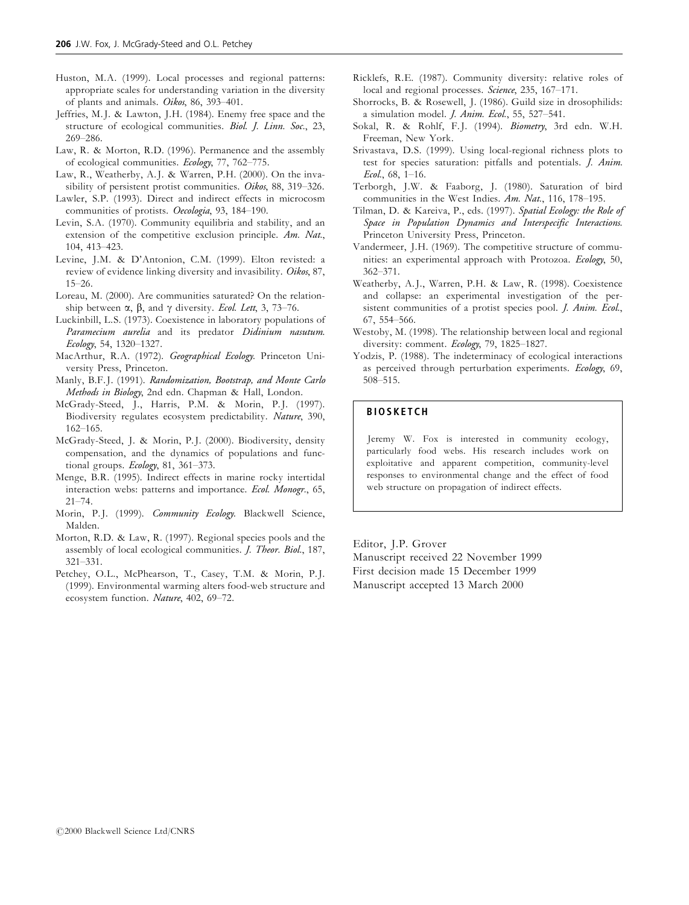Huston, M.A. (1999). Local processes and regional patterns: appropriate scales for understanding variation in the diversity of plants and animals. *Oikos*, 86, 393–401.

Jeffries, M.J. & Lawton, J.H. (1984). Enemy free space and the structure of ecological communities. *Biol. J. Linn. Soc.*, 23, 269–286.

Law, R. & Morton, R.D. (1996). Permanence and the assembly of ecological communities. *Ecology*, 77, 762–775.

Law, R., Weatherby, A.J. & Warren, P.H. (2000). On the invasibility of persistent protist communities. *Oikos*, 88, 319–326.

Lawler, S.P. (1993). Direct and indirect effects in microcosm communities of protists. *Oecologia*, 93, 184–190.

Levin, S.A. (1970). Community equilibria and stability, and an extension of the competitive exclusion principle. *Am. Nat.*, 104, 413–423.

Levine, J.M. & D'Antonion, C.M. (1999). Elton revisted: a review of evidence linking diversity and invasibility. *Oikos*, 87, 15–26.

Loreau, M. (2000). Are communities saturated? On the relationship between α, β, and γ diversity. *Ecol. Lett*, 3, 73–76.

Luckinbill, L.S. (1973). Coexistence in laboratory populations of *Paramecium aurelia* and its predator *Didinium nasutum*. *Ecology*, 54, 1320–1327.

MacArthur, R.A. (1972). *Geographical Ecology*. Princeton University Press, Princeton.

Manly, B.F.J. (1991). *Randomization, Bootstrap, and Monte Carlo Methods in Biology*, 2nd edn. Chapman & Hall, London.

McGrady-Steed, J., Harris, P.M. & Morin, P.J. (1997). Biodiversity regulates ecosystem predictability. *Nature*, 390, 162–165.

McGrady-Steed, J. & Morin, P.J. (2000). Biodiversity, density compensation, and the dynamics of populations and functional groups. *Ecology*, 81, 361–373.

Menge, B.R. (1995). Indirect effects in marine rocky intertidal interaction webs: patterns and importance. *Ecol. Monogr.*, 65, 21–74.

Morin, P.J. (1999). *Community Ecology*. Blackwell Science, Malden.

Morton, R.D. & Law, R. (1997). Regional species pools and the assembly of local ecological communities. *J. Theor. Biol.*, 187, 321–331.

Petchey, O.L., McPhearson, T., Casey, T.M. & Morin, P.J. (1999). Environmental warming alters food-web structure and ecosystem function. *Nature*, 402, 69–72.

Ricklefs, R.E. (1987). Community diversity: relative roles of local and regional processes. *Science*, 235, 167–171.

Shorrocks, B. & Rosewell, J. (1986). Guild size in drosophilids: a simulation model. *J. Anim. Ecol.*, 55, 527–541.

Sokal, R. & Rohlf, F.J. (1994). *Biometry*, 3rd edn. W.H. Freeman, New York.

Srivastava, D.S. (1999). Using local-regional richness plots to test for species saturation: pitfalls and potentials. *J. Anim. Ecol.*, 68, 1–16.

Terborgh, J.W. & Faaborg, J. (1980). Saturation of bird communities in the West Indies. *Am. Nat.*, 116, 178–195.

Tilman, D. & Kareiva, P., eds. (1997). *Spatial Ecology: the Role of Space in Population Dynamics and Interspecific Interactions*. Princeton University Press, Princeton.

Vandermeer, J.H. (1969). The competitive structure of communities: an experimental approach with Protozoa. *Ecology*, 50, 362–371.

Weatherby, A.J., Warren, P.H. & Law, R. (1998). Coexistence and collapse: an experimental investigation of the persistent communities of a protist species pool. *J. Anim. Ecol.*, 67, 554–566.

Westoby, M. (1998). The relationship between local and regional diversity: comment. *Ecology*, 79, 1825–1827.

Yodzis, P. (1988). The indeterminacy of ecological interactions as perceived through perturbation experiments. *Ecology*, 69, 508–515.

## BIOSKETCH

Jeremy W. Fox is interested in community ecology, particularly food webs. His research includes work on exploitative and apparent competition, community-level responses to environmental change and the effect of food web structure on propagation of indirect effects.

Editor, J.P. Grover
Manuscript received 22 November 1999
First decision made 15 December 1999
Manuscript accepted 13 March 2000